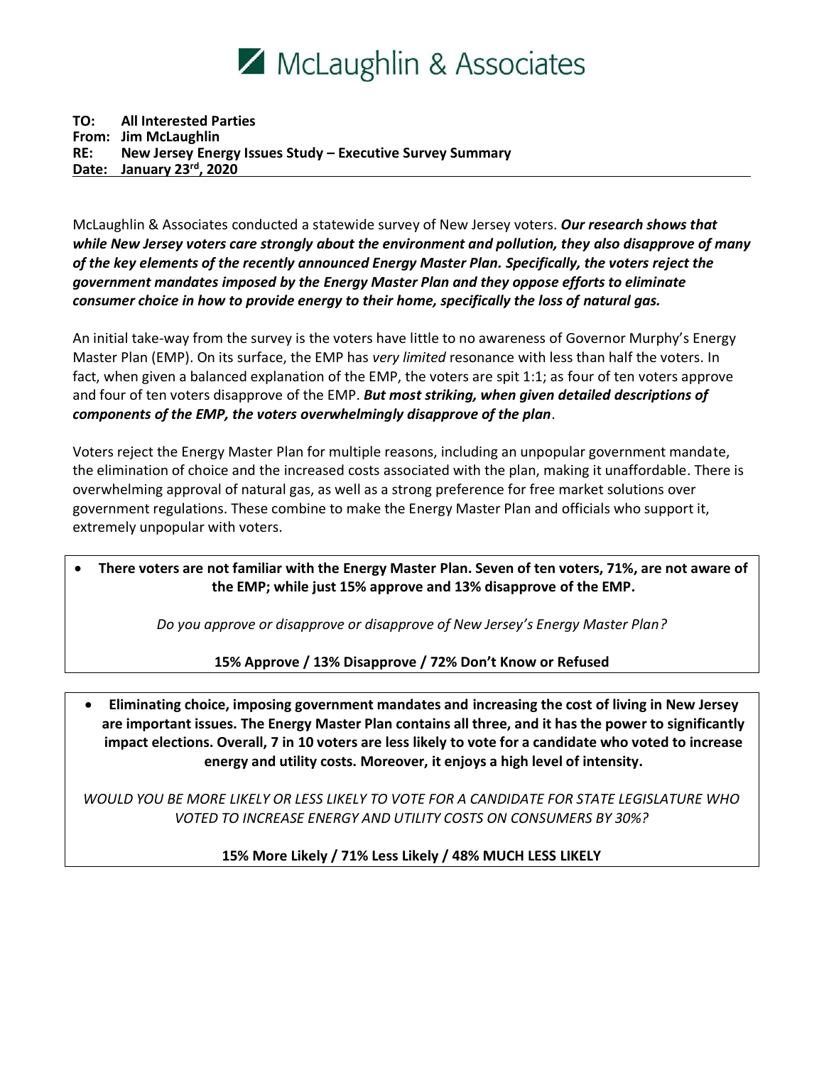# McLaughlin & Associates

**TO: All Interested Parties**
**From: Jim McLaughlin**
**RE: New Jersey Energy Issues Study – Executive Survey Summary**
**Date: January 23rd, 2020**

---

McLaughlin & Associates conducted a statewide survey of New Jersey voters. ***Our research shows that while New Jersey voters care strongly about the environment and pollution, they also disapprove of many of the key elements of the recently announced Energy Master Plan. Specifically, the voters reject the government mandates imposed by the Energy Master Plan and they oppose efforts to eliminate consumer choice in how to provide energy to their home, specifically the loss of natural gas.***

An initial take-way from the survey is the voters have little to no awareness of Governor Murphy's Energy Master Plan (EMP). On its surface, the EMP has *very limited* resonance with less than half the voters. In fact, when given a balanced explanation of the EMP, the voters are spit 1:1; as four of ten voters approve and four of ten voters disapprove of the EMP. ***But most striking, when given detailed descriptions of components of the EMP, the voters overwhelmingly disapprove of the plan***.

Voters reject the Energy Master Plan for multiple reasons, including an unpopular government mandate, the elimination of choice and the increased costs associated with the plan, making it unaffordable. There is overwhelming approval of natural gas, as well as a strong preference for free market solutions over government regulations. These combine to make the Energy Master Plan and officials who support it, extremely unpopular with voters.

- **There voters are not familiar with the Energy Master Plan. Seven of ten voters, 71%, are not aware of the EMP; while just 15% approve and 13% disapprove of the EMP.**

*Do you approve or disapprove or disapprove of New Jersey's Energy Master Plan?*

**15% Approve / 13% Disapprove / 72% Don't Know or Refused**

- **Eliminating choice, imposing government mandates and increasing the cost of living in New Jersey are important issues. The Energy Master Plan contains all three, and it has the power to significantly impact elections. Overall, 7 in 10 voters are less likely to vote for a candidate who voted to increase energy and utility costs. Moreover, it enjoys a high level of intensity.**

*WOULD YOU BE MORE LIKELY OR LESS LIKELY TO VOTE FOR A CANDIDATE FOR STATE LEGISLATURE WHO VOTED TO INCREASE ENERGY AND UTILITY COSTS ON CONSUMERS BY 30%?*

**15% More Likely / 71% Less Likely / 48% MUCH LESS LIKELY**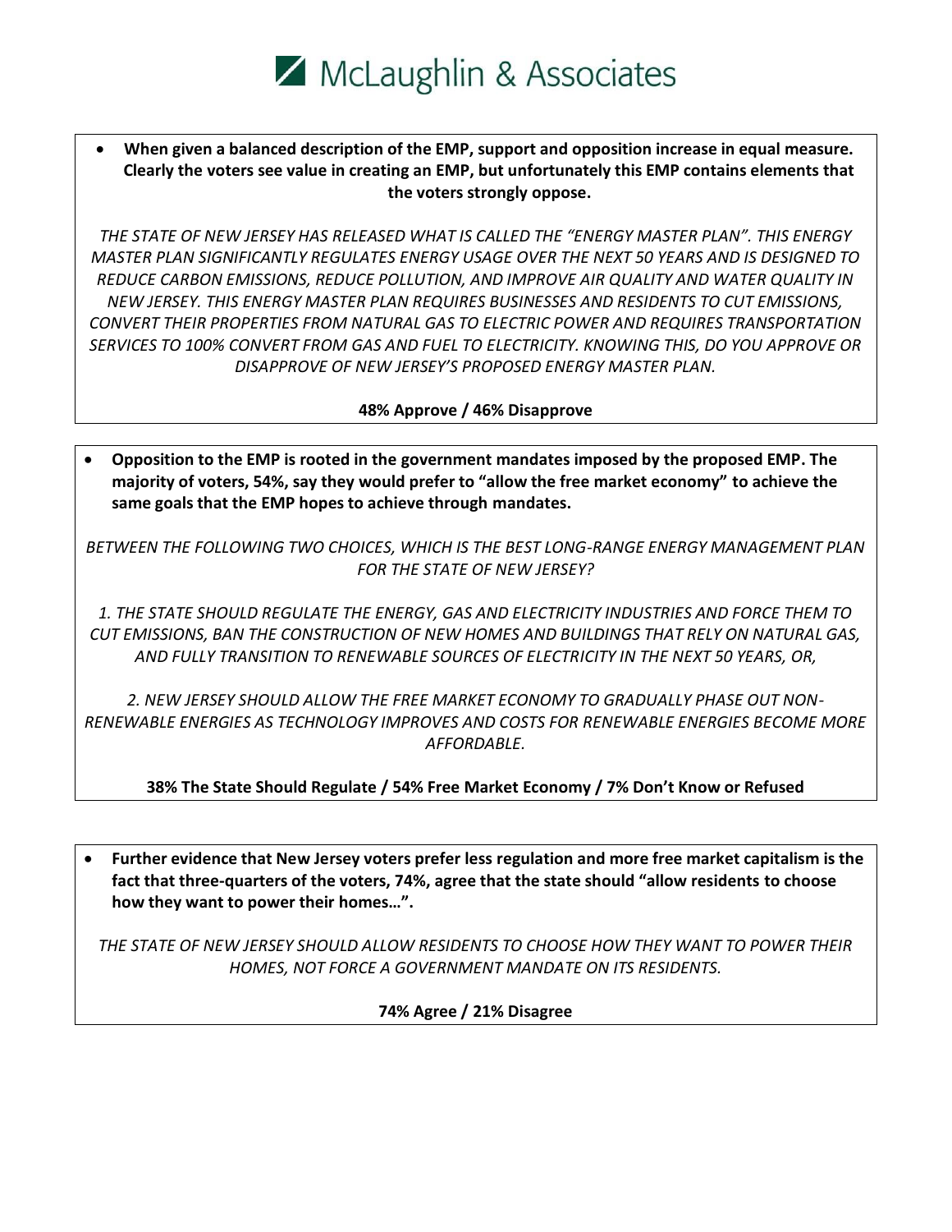- **When given a balanced description of the EMP, support and opposition increase in equal measure. Clearly the voters see value in creating an EMP, but unfortunately this EMP contains elements that the voters strongly oppose.**

*THE STATE OF NEW JERSEY HAS RELEASED WHAT IS CALLED THE "ENERGY MASTER PLAN". THIS ENERGY MASTER PLAN SIGNIFICANTLY REGULATES ENERGY USAGE OVER THE NEXT 50 YEARS AND IS DESIGNED TO REDUCE CARBON EMISSIONS, REDUCE POLLUTION, AND IMPROVE AIR QUALITY AND WATER QUALITY IN NEW JERSEY. THIS ENERGY MASTER PLAN REQUIRES BUSINESSES AND RESIDENTS TO CUT EMISSIONS, CONVERT THEIR PROPERTIES FROM NATURAL GAS TO ELECTRIC POWER AND REQUIRES TRANSPORTATION SERVICES TO 100% CONVERT FROM GAS AND FUEL TO ELECTRICITY. KNOWING THIS, DO YOU APPROVE OR DISAPPROVE OF NEW JERSEY'S PROPOSED ENERGY MASTER PLAN.*

**48% Approve / 46% Disapprove**

- **Opposition to the EMP is rooted in the government mandates imposed by the proposed EMP. The majority of voters, 54%, say they would prefer to "allow the free market economy" to achieve the same goals that the EMP hopes to achieve through mandates.**

*BETWEEN THE FOLLOWING TWO CHOICES, WHICH IS THE BEST LONG-RANGE ENERGY MANAGEMENT PLAN FOR THE STATE OF NEW JERSEY?*

*1. THE STATE SHOULD REGULATE THE ENERGY, GAS AND ELECTRICITY INDUSTRIES AND FORCE THEM TO CUT EMISSIONS, BAN THE CONSTRUCTION OF NEW HOMES AND BUILDINGS THAT RELY ON NATURAL GAS, AND FULLY TRANSITION TO RENEWABLE SOURCES OF ELECTRICITY IN THE NEXT 50 YEARS, OR,*

*2. NEW JERSEY SHOULD ALLOW THE FREE MARKET ECONOMY TO GRADUALLY PHASE OUT NON-RENEWABLE ENERGIES AS TECHNOLOGY IMPROVES AND COSTS FOR RENEWABLE ENERGIES BECOME MORE AFFORDABLE.*

**38% The State Should Regulate / 54% Free Market Economy / 7% Don't Know or Refused**

- **Further evidence that New Jersey voters prefer less regulation and more free market capitalism is the fact that three-quarters of the voters, 74%, agree that the state should "allow residents to choose how they want to power their homes…".**

*THE STATE OF NEW JERSEY SHOULD ALLOW RESIDENTS TO CHOOSE HOW THEY WANT TO POWER THEIR HOMES, NOT FORCE A GOVERNMENT MANDATE ON ITS RESIDENTS.*

**74% Agree / 21% Disagree**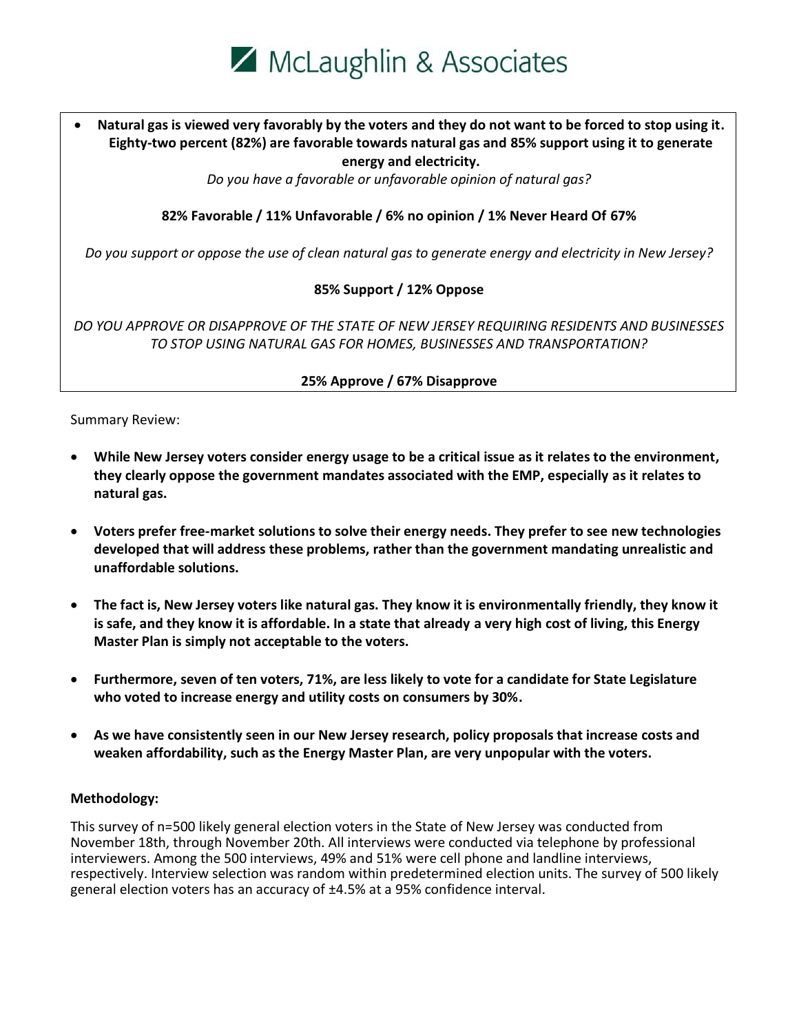McLaughlin & Associates

- **Natural gas is viewed very favorably by the voters and they do not want to be forced to stop using it. Eighty-two percent (82%) are favorable towards natural gas and 85% support using it to generate energy and electricity.**

*Do you have a favorable or unfavorable opinion of natural gas?*

**82% Favorable / 11% Unfavorable / 6% no opinion / 1% Never Heard Of 67%**

*Do you support or oppose the use of clean natural gas to generate energy and electricity in New Jersey?*

**85% Support / 12% Oppose**

*DO YOU APPROVE OR DISAPPROVE OF THE STATE OF NEW JERSEY REQUIRING RESIDENTS AND BUSINESSES TO STOP USING NATURAL GAS FOR HOMES, BUSINESSES AND TRANSPORTATION?*

**25% Approve / 67% Disapprove**

Summary Review:

- **While New Jersey voters consider energy usage to be a critical issue as it relates to the environment, they clearly oppose the government mandates associated with the EMP, especially as it relates to natural gas.**
- **Voters prefer free-market solutions to solve their energy needs. They prefer to see new technologies developed that will address these problems, rather than the government mandating unrealistic and unaffordable solutions.**
- **The fact is, New Jersey voters like natural gas. They know it is environmentally friendly, they know it is safe, and they know it is affordable. In a state that already a very high cost of living, this Energy Master Plan is simply not acceptable to the voters.**
- **Furthermore, seven of ten voters, 71%, are less likely to vote for a candidate for State Legislature who voted to increase energy and utility costs on consumers by 30%.**
- **As we have consistently seen in our New Jersey research, policy proposals that increase costs and weaken affordability, such as the Energy Master Plan, are very unpopular with the voters.**

**Methodology:**

This survey of n=500 likely general election voters in the State of New Jersey was conducted from November 18th, through November 20th. All interviews were conducted via telephone by professional interviewers. Among the 500 interviews, 49% and 51% were cell phone and landline interviews, respectively. Interview selection was random within predetermined election units. The survey of 500 likely general election voters has an accuracy of ±4.5% at a 95% confidence interval.